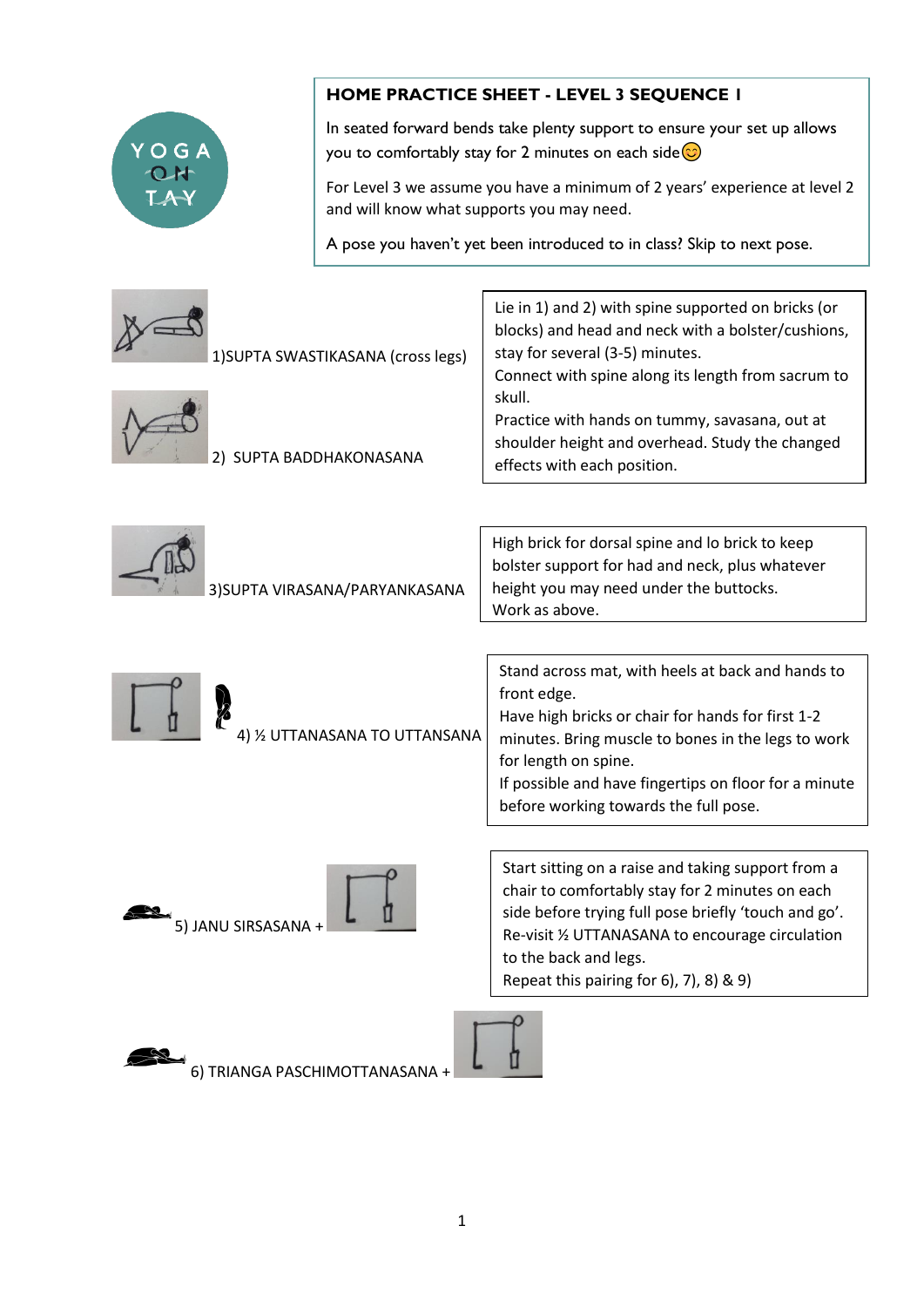YOGA ON TAY

## HOME PRACTICE SHEET - LEVEL 3 SEQUENCE 1

In seated forward bends take plenty support to ensure your set up allows you to comfortably stay for 2 minutes on each side😊

For Level 3 we assume you have a minimum of 2 years' experience at level 2 and will know what supports you may need.

A pose you haven't yet been introduced to in class? Skip to next pose.

1)SUPTA SWASTIKASANA (cross legs)

2) SUPTA BADDHAKONASANA

Lie in 1) and 2) with spine supported on bricks (or blocks) and head and neck with a bolster/cushions, stay for several (3-5) minutes.
Connect with spine along its length from sacrum to skull.
Practice with hands on tummy, savasana, out at shoulder height and overhead. Study the changed effects with each position.

3)SUPTA VIRASANA/PARYANKASANA

High brick for dorsal spine and lo brick to keep bolster support for had and neck, plus whatever height you may need under the buttocks.
Work as above.

4) ½ UTTANASANA TO UTTANSANA

Stand across mat, with heels at back and hands to front edge.
Have high bricks or chair for hands for first 1-2 minutes. Bring muscle to bones in the legs to work for length on spine.
If possible and have fingertips on floor for a minute before working towards the full pose.

5) JANU SIRSASANA +

Start sitting on a raise and taking support from a chair to comfortably stay for 2 minutes on each side before trying full pose briefly 'touch and go'.
Re-visit ½ UTTANASANA to encourage circulation to the back and legs.
Repeat this pairing for 6), 7), 8) & 9)

6) TRIANGA PASCHIMOTTANASANA +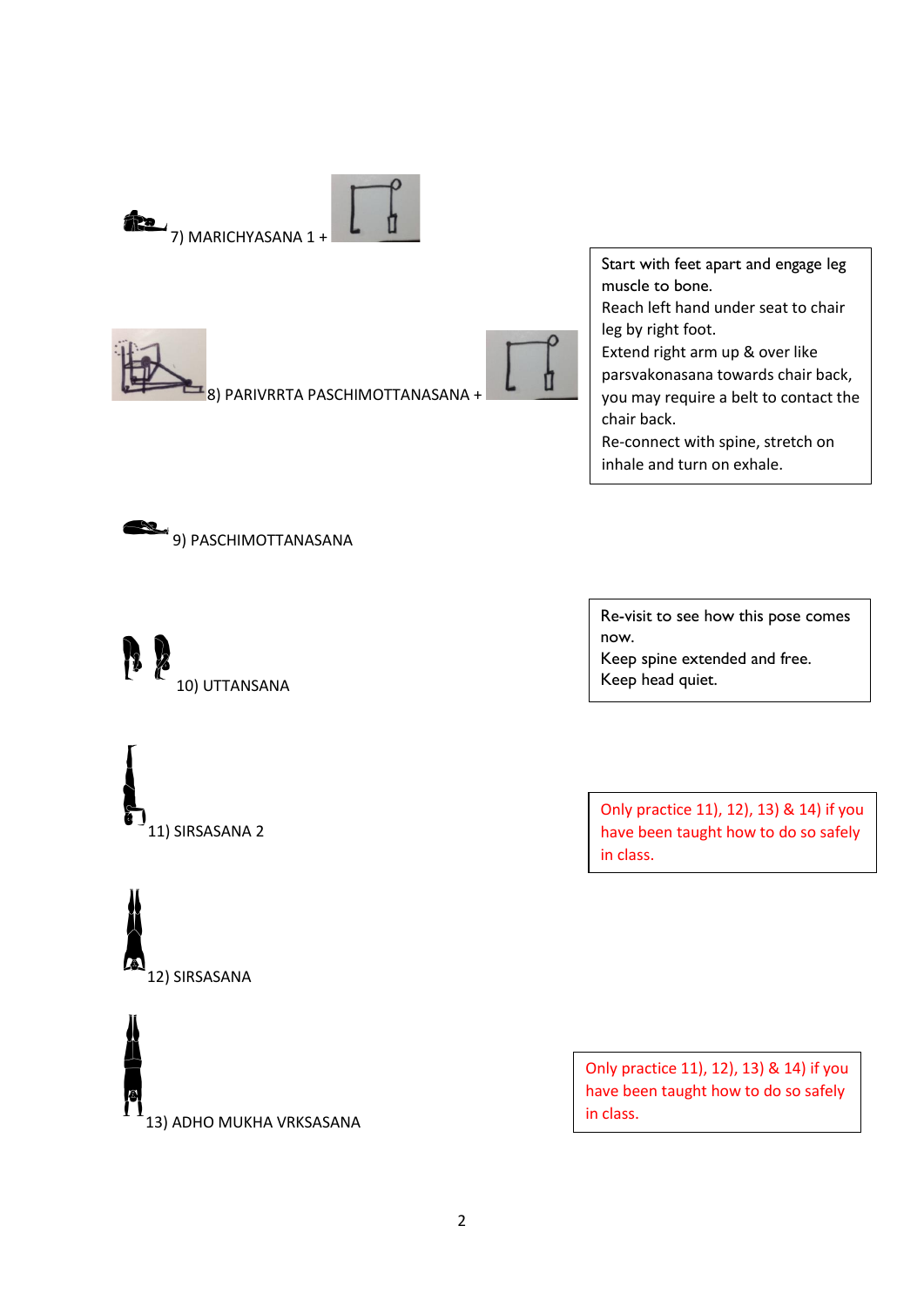7) MARICHYASANA 1 +

8) PARIVRRTA PASCHIMOTTANASANA +

Start with feet apart and engage leg muscle to bone.
Reach left hand under seat to chair leg by right foot.
Extend right arm up & over like parsvakonasana towards chair back, you may require a belt to contact the chair back.
Re-connect with spine, stretch on inhale and turn on exhale.

9) PASCHIMOTTANASANA

10) UTTANSANA

Re-visit to see how this pose comes now.
Keep spine extended and free.
Keep head quiet.

11) SIRSASANA 2

Only practice 11), 12), 13) & 14) if you have been taught how to do so safely in class.

12) SIRSASANA

13) ADHO MUKHA VRKSASANA

Only practice 11), 12), 13) & 14) if you have been taught how to do so safely in class.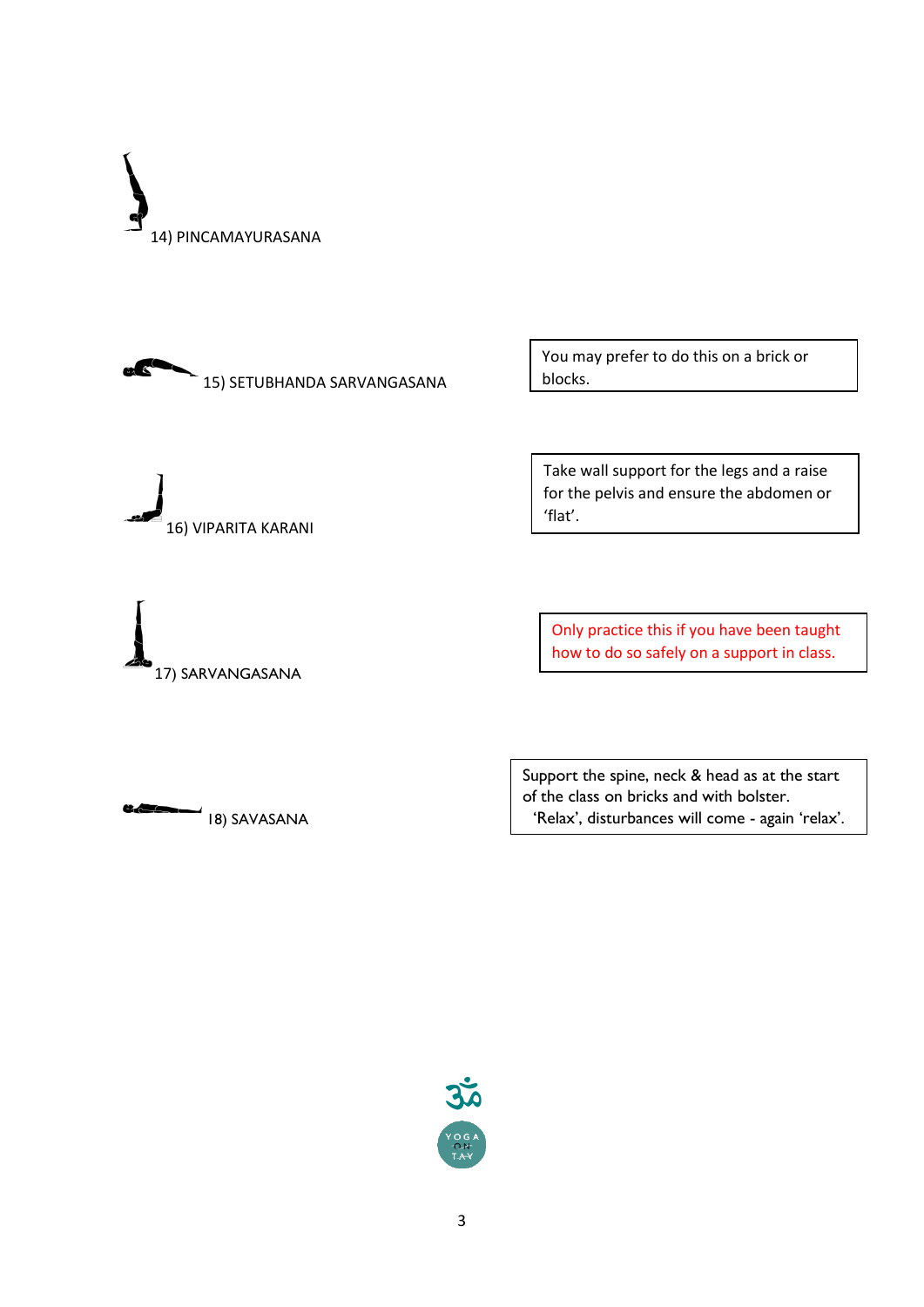14) PINCAMAYURASANA

15) SETUBHANDA SARVANGASANA

You may prefer to do this on a brick or blocks.

16) VIPARITA KARANI

Take wall support for the legs and a raise for the pelvis and ensure the abdomen or 'flat'.

17) SARVANGASANA

Only practice this if you have been taught how to do so safely on a support in class.

18) SAVASANA

Support the spine, neck & head as at the start of the class on bricks and with bolster.
'Relax', disturbances will come - again 'relax'.

ॐ

YOGA ON TAY